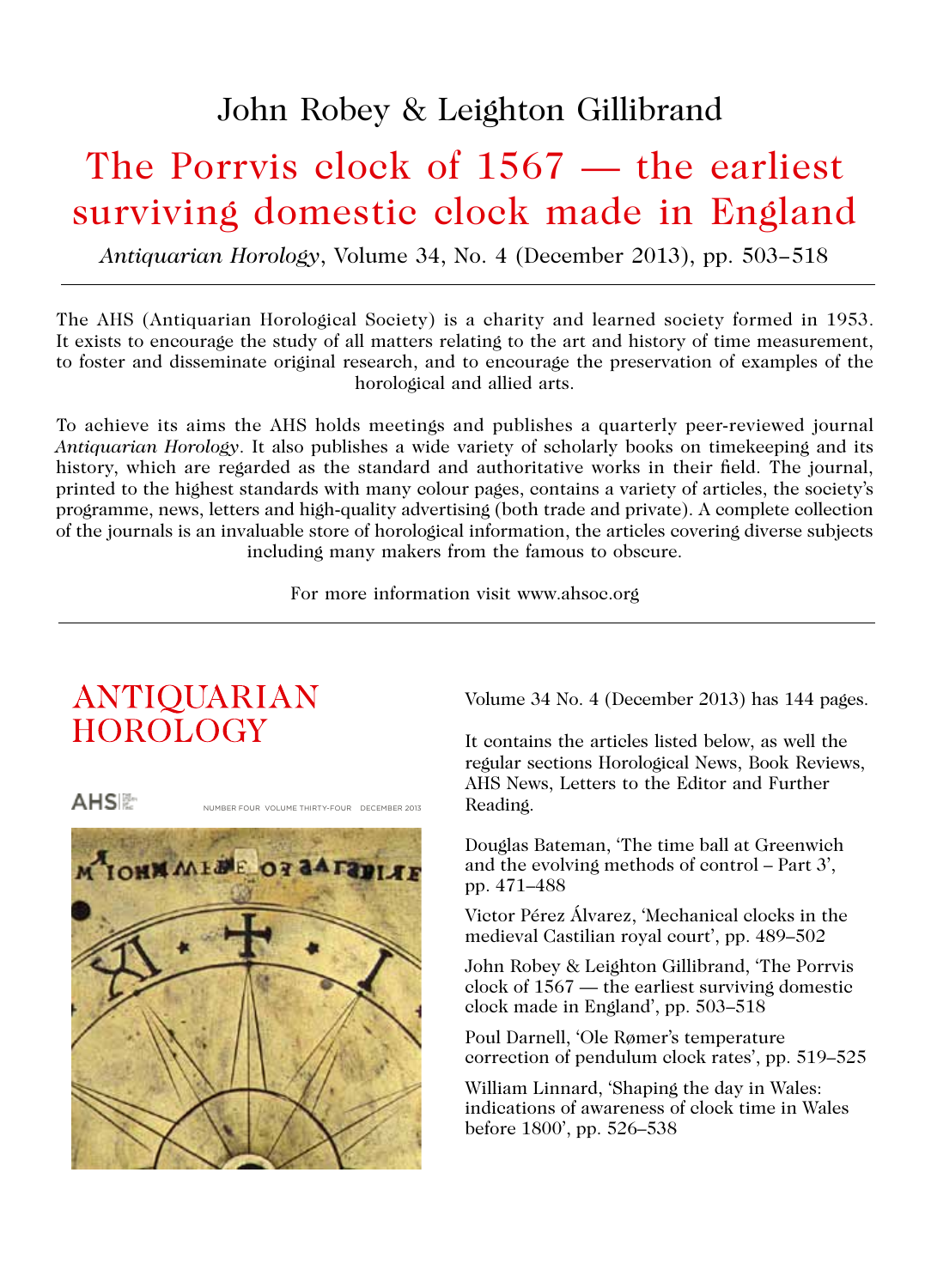John Robey & Leighton Gillibrand

# The Porrvis clock of 1567 — the earliest surviving domestic clock made in England

*Antiquarian Horology*, Volume 34, No. 4 (December 2013), pp. 503–518

---

The AHS (Antiquarian Horological Society) is a charity and learned society formed in 1953. It exists to encourage the study of all matters relating to the art and history of time measurement, to foster and disseminate original research, and to encourage the preservation of examples of the horological and allied arts.

To achieve its aims the AHS holds meetings and publishes a quarterly peer-reviewed journal *Antiquarian Horology*. It also publishes a wide variety of scholarly books on timekeeping and its history, which are regarded as the standard and authoritative works in their field. The journal, printed to the highest standards with many colour pages, contains a variety of articles, the society's programme, news, letters and high-quality advertising (both trade and private). A complete collection of the journals is an invaluable store of horological information, the articles covering diverse subjects including many makers from the famous to obscure.

For more information visit www.ahsoc.org

---

ANTIQUARIAN HOROLOGY

AHS

NUMBER FOUR VOLUME THIRTY-FOUR DECEMBER 2013

Volume 34 No. 4 (December 2013) has 144 pages.

It contains the articles listed below, as well the regular sections Horological News, Book Reviews, AHS News, Letters to the Editor and Further Reading.

Douglas Bateman, 'The time ball at Greenwich and the evolving methods of control – Part 3', pp. 471–488

Victor Pérez Álvarez, 'Mechanical clocks in the medieval Castilian royal court', pp. 489–502

John Robey & Leighton Gillibrand, 'The Porrvis clock of 1567 — the earliest surviving domestic clock made in England', pp. 503–518

Poul Darnell, 'Ole Rømer's temperature correction of pendulum clock rates', pp. 519–525

William Linnard, 'Shaping the day in Wales: indications of awareness of clock time in Wales before 1800', pp. 526–538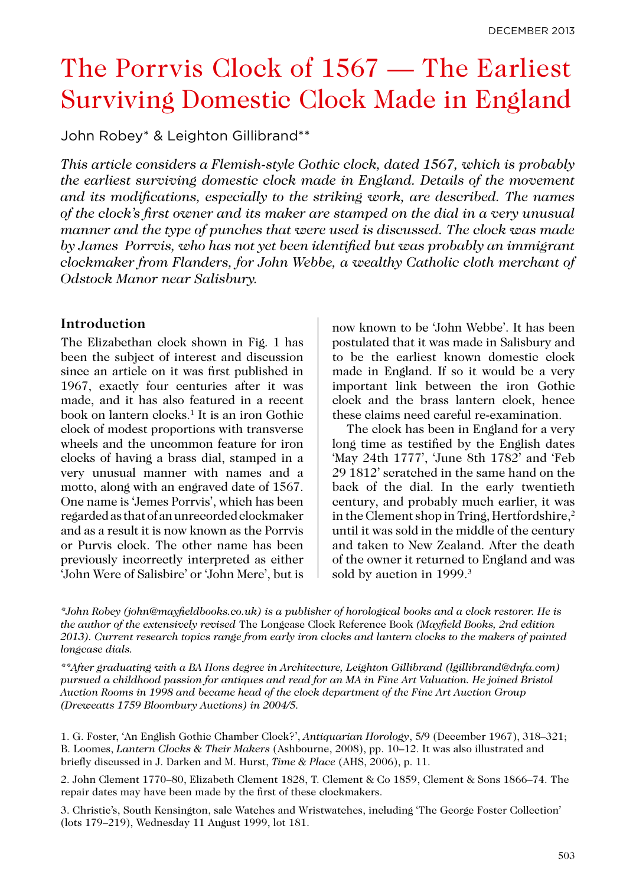# The Porrvis Clock of 1567 — The Earliest Surviving Domestic Clock Made in England

John Robey* & Leighton Gillibrand**

*This article considers a Flemish-style Gothic clock, dated 1567, which is probably the earliest surviving domestic clock made in England. Details of the movement and its modifications, especially to the striking work, are described. The names of the clock's first owner and its maker are stamped on the dial in a very unusual manner and the type of punches that were used is discussed. The clock was made by James Porrvis, who has not yet been identified but was probably an immigrant clockmaker from Flanders, for John Webbe, a wealthy Catholic cloth merchant of Odstock Manor near Salisbury.*

## Introduction

The Elizabethan clock shown in Fig. 1 has been the subject of interest and discussion since an article on it was first published in 1967, exactly four centuries after it was made, and it has also featured in a recent book on lantern clocks.[1] It is an iron Gothic clock of modest proportions with transverse wheels and the uncommon feature for iron clocks of having a brass dial, stamped in a very unusual manner with names and a motto, along with an engraved date of 1567. One name is 'Jemes Porrvis', which has been regarded as that of an unrecorded clockmaker and as a result it is now known as the Porrvis or Purvis clock. The other name has been previously incorrectly interpreted as either 'John Were of Salisbire' or 'John Mere', but is now known to be 'John Webbe'. It has been postulated that it was made in Salisbury and to be the earliest known domestic clock made in England. If so it would be a very important link between the iron Gothic clock and the brass lantern clock, hence these claims need careful re-examination.

The clock has been in England for a very long time as testified by the English dates 'May 24th 1777', 'June 8th 1782' and 'Feb 29 1812' scratched in the same hand on the back of the dial. In the early twentieth century, and probably much earlier, it was in the Clement shop in Tring, Hertfordshire,[2] until it was sold in the middle of the century and taken to New Zealand. After the death of the owner it returned to England and was sold by auction in 1999.[3]

*\*John Robey (john@mayfieldbooks.co.uk) is a publisher of horological books and a clock restorer. He is the author of the extensively revised* The Longcase Clock Reference Book *(Mayfield Books, 2nd edition 2013). Current research topics range from early iron clocks and lantern clocks to the makers of painted longcase dials.*

*\*\*After graduating with a BA Hons degree in Architecture, Leighton Gillibrand (lgillibrand@dnfa.com) pursued a childhood passion for antiques and read for an MA in Fine Art Valuation. He joined Bristol Auction Rooms in 1998 and became head of the clock department of the Fine Art Auction Group (Dreweatts 1759 Bloombury Auctions) in 2004/5.*

1. G. Foster, 'An English Gothic Chamber Clock?', *Antiquarian Horology*, 5/9 (December 1967), 318–321; B. Loomes, *Lantern Clocks & Their Makers* (Ashbourne, 2008), pp. 10–12. It was also illustrated and briefly discussed in J. Darken and M. Hurst, *Time & Place* (AHS, 2006), p. 11.

2. John Clement 1770–80, Elizabeth Clement 1828, T. Clement & Co 1859, Clement & Sons 1866–74. The repair dates may have been made by the first of these clockmakers.

3. Christie's, South Kensington, sale Watches and Wristwatches, including 'The George Foster Collection' (lots 179–219), Wednesday 11 August 1999, lot 181.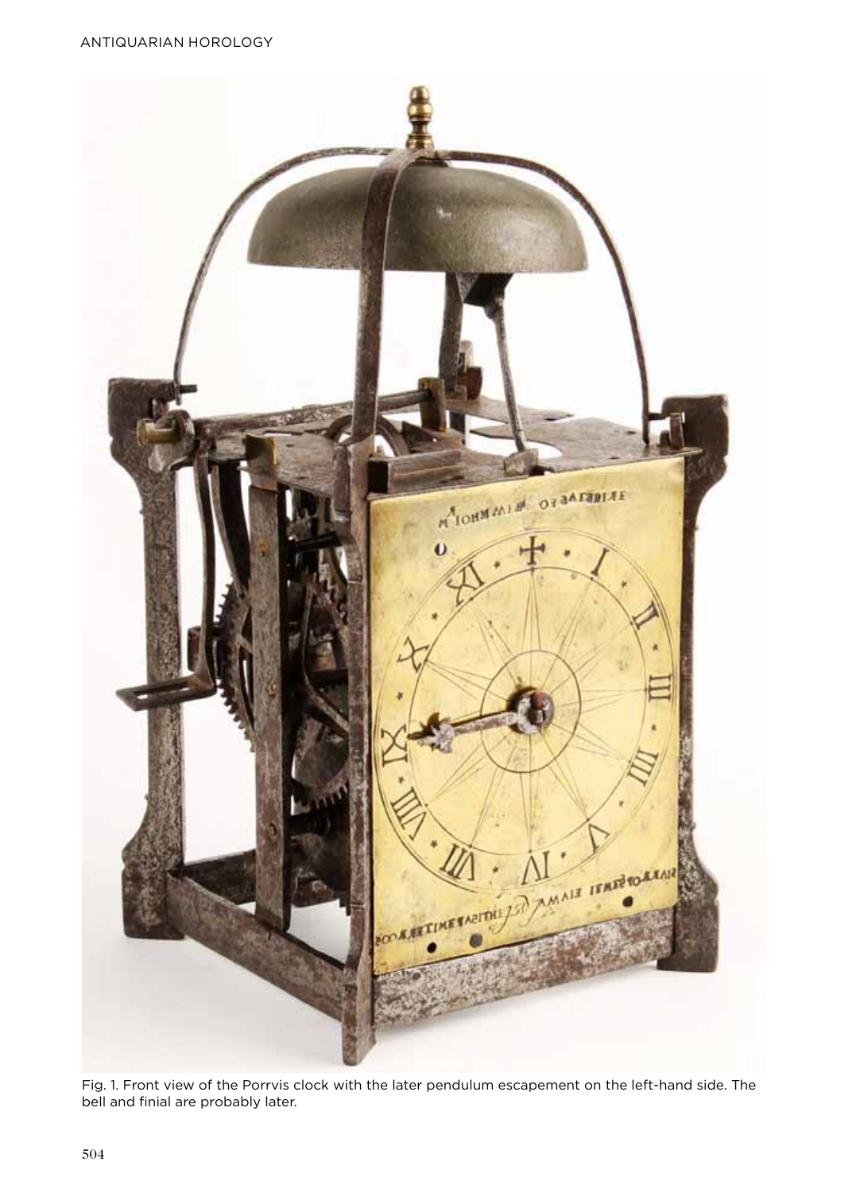Fig. 1. Front view of the Porrvis clock with the later pendulum escapement on the left-hand side. The bell and finial are probably later.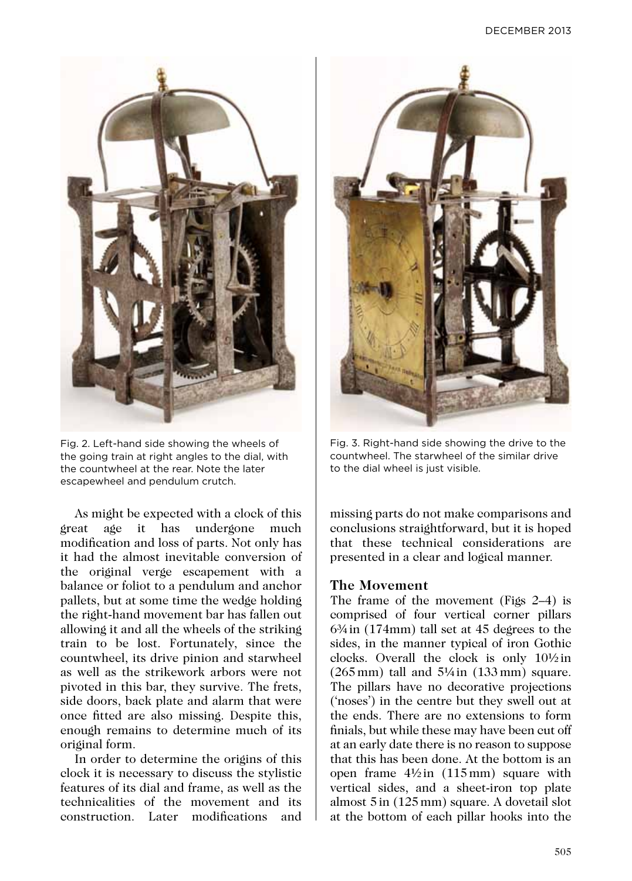Fig. 2. Left-hand side showing the wheels of the going train at right angles to the dial, with the countwheel at the rear. Note the later escapewheel and pendulum crutch.

Fig. 3. Right-hand side showing the drive to the countwheel. The starwheel of the similar drive to the dial wheel is just visible.

As might be expected with a clock of this great age it has undergone much modification and loss of parts. Not only has it had the almost inevitable conversion of the original verge escapement with a balance or foliot to a pendulum and anchor pallets, but at some time the wedge holding the right-hand movement bar has fallen out allowing it and all the wheels of the striking train to be lost. Fortunately, since the countwheel, its drive pinion and starwheel as well as the strikework arbors were not pivoted in this bar, they survive. The frets, side doors, back plate and alarm that were once fitted are also missing. Despite this, enough remains to determine much of its original form.

In order to determine the origins of this clock it is necessary to discuss the stylistic features of its dial and frame, as well as the technicalities of the movement and its construction. Later modifications and missing parts do not make comparisons and conclusions straightforward, but it is hoped that these technical considerations are presented in a clear and logical manner.

## The Movement

The frame of the movement (Figs 2–4) is comprised of four vertical corner pillars 6¾ in (174mm) tall set at 45 degrees to the sides, in the manner typical of iron Gothic clocks. Overall the clock is only 10½ in (265 mm) tall and 5¼ in (133 mm) square. The pillars have no decorative projections ('noses') in the centre but they swell out at the ends. There are no extensions to form finials, but while these may have been cut off at an early date there is no reason to suppose that this has been done. At the bottom is an open frame 4½ in (115 mm) square with vertical sides, and a sheet-iron top plate almost 5 in (125 mm) square. A dovetail slot at the bottom of each pillar hooks into the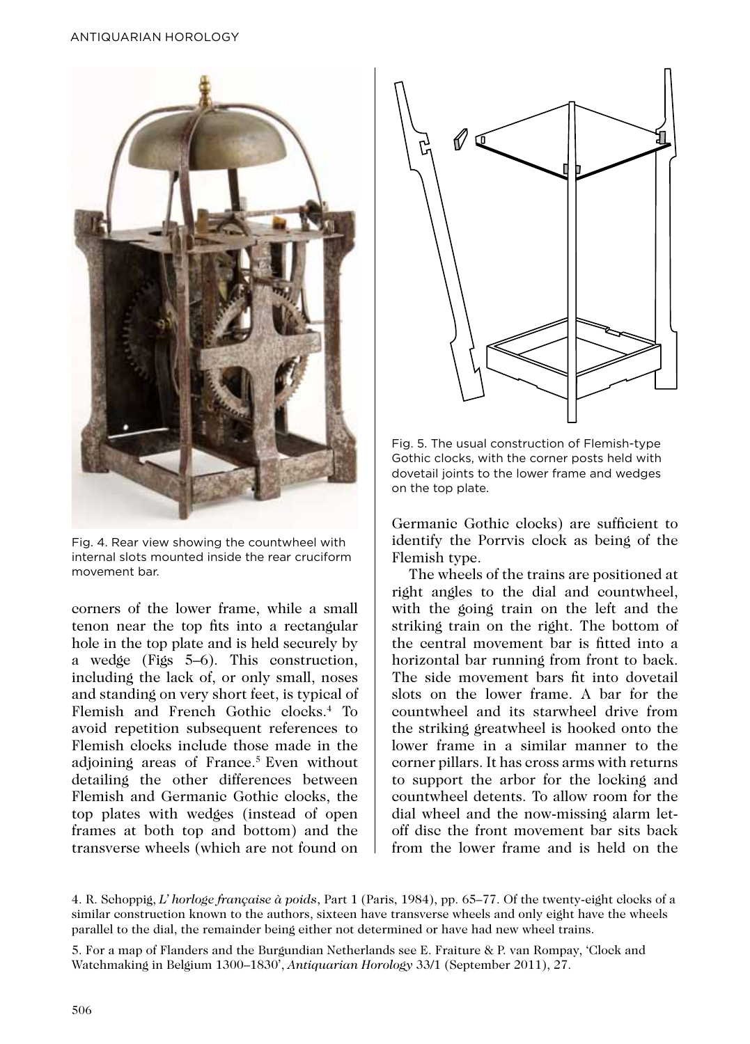Fig. 4. Rear view showing the countwheel with internal slots mounted inside the rear cruciform movement bar.

Fig. 5. The usual construction of Flemish-type Gothic clocks, with the corner posts held with dovetail joints to the lower frame and wedges on the top plate.

corners of the lower frame, while a small tenon near the top fits into a rectangular hole in the top plate and is held securely by a wedge (Figs 5–6). This construction, including the lack of, or only small, noses and standing on very short feet, is typical of Flemish and French Gothic clocks.[4] To avoid repetition subsequent references to Flemish clocks include those made in the adjoining areas of France.[5] Even without detailing the other differences between Flemish and Germanic Gothic clocks, the top plates with wedges (instead of open frames at both top and bottom) and the transverse wheels (which are not found on Germanic Gothic clocks) are sufficient to identify the Porrvis clock as being of the Flemish type.

The wheels of the trains are positioned at right angles to the dial and countwheel, with the going train on the left and the striking train on the right. The bottom of the central movement bar is fitted into a horizontal bar running from front to back. The side movement bars fit into dovetail slots on the lower frame. A bar for the countwheel and its starwheel drive from the striking greatwheel is hooked onto the lower frame in a similar manner to the corner pillars. It has cross arms with returns to support the arbor for the locking and countwheel detents. To allow room for the dial wheel and the now-missing alarm let-off disc the front movement bar sits back from the lower frame and is held on the

4. R. Schoppig, *L' horloge française à poids*, Part 1 (Paris, 1984), pp. 65–77. Of the twenty-eight clocks of a similar construction known to the authors, sixteen have transverse wheels and only eight have the wheels parallel to the dial, the remainder being either not determined or have had new wheel trains.

5. For a map of Flanders and the Burgundian Netherlands see E. Fraiture & P. van Rompay, 'Clock and Watchmaking in Belgium 1300–1830', *Antiquarian Horology* 33/1 (September 2011), 27.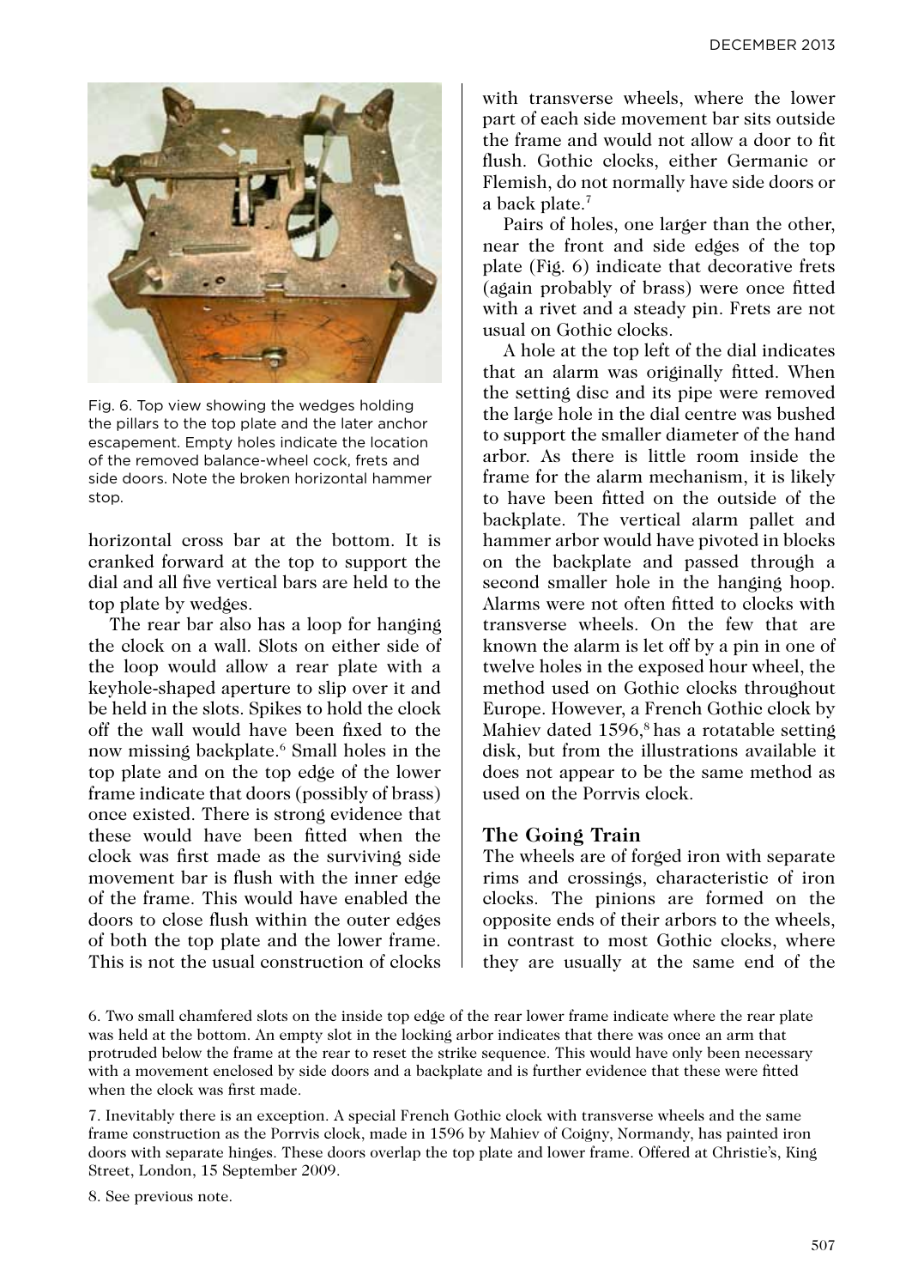Fig. 6. Top view showing the wedges holding the pillars to the top plate and the later anchor escapement. Empty holes indicate the location of the removed balance-wheel cock, frets and side doors. Note the broken horizontal hammer stop.

horizontal cross bar at the bottom. It is cranked forward at the top to support the dial and all five vertical bars are held to the top plate by wedges.

The rear bar also has a loop for hanging the clock on a wall. Slots on either side of the loop would allow a rear plate with a keyhole-shaped aperture to slip over it and be held in the slots. Spikes to hold the clock off the wall would have been fixed to the now missing backplate.[6] Small holes in the top plate and on the top edge of the lower frame indicate that doors (possibly of brass) once existed. There is strong evidence that these would have been fitted when the clock was first made as the surviving side movement bar is flush with the inner edge of the frame. This would have enabled the doors to close flush within the outer edges of both the top plate and the lower frame. This is not the usual construction of clocks with transverse wheels, where the lower part of each side movement bar sits outside the frame and would not allow a door to fit flush. Gothic clocks, either Germanic or Flemish, do not normally have side doors or a back plate.[7]

Pairs of holes, one larger than the other, near the front and side edges of the top plate (Fig. 6) indicate that decorative frets (again probably of brass) were once fitted with a rivet and a steady pin. Frets are not usual on Gothic clocks.

A hole at the top left of the dial indicates that an alarm was originally fitted. When the setting disc and its pipe were removed the large hole in the dial centre was bushed to support the smaller diameter of the hand arbor. As there is little room inside the frame for the alarm mechanism, it is likely to have been fitted on the outside of the backplate. The vertical alarm pallet and hammer arbor would have pivoted in blocks on the backplate and passed through a second smaller hole in the hanging hoop. Alarms were not often fitted to clocks with transverse wheels. On the few that are known the alarm is let off by a pin in one of twelve holes in the exposed hour wheel, the method used on Gothic clocks throughout Europe. However, a French Gothic clock by Mahiev dated 1596,[8] has a rotatable setting disk, but from the illustrations available it does not appear to be the same method as used on the Porrvis clock.

### The Going Train

The wheels are of forged iron with separate rims and crossings, characteristic of iron clocks. The pinions are formed on the opposite ends of their arbors to the wheels, in contrast to most Gothic clocks, where they are usually at the same end of the

6. Two small chamfered slots on the inside top edge of the rear lower frame indicate where the rear plate was held at the bottom. An empty slot in the locking arbor indicates that there was once an arm that protruded below the frame at the rear to reset the strike sequence. This would have only been necessary with a movement enclosed by side doors and a backplate and is further evidence that these were fitted when the clock was first made.

7. Inevitably there is an exception. A special French Gothic clock with transverse wheels and the same frame construction as the Porrvis clock, made in 1596 by Mahiev of Coigny, Normandy, has painted iron doors with separate hinges. These doors overlap the top plate and lower frame. Offered at Christie's, King Street, London, 15 September 2009.

8. See previous note.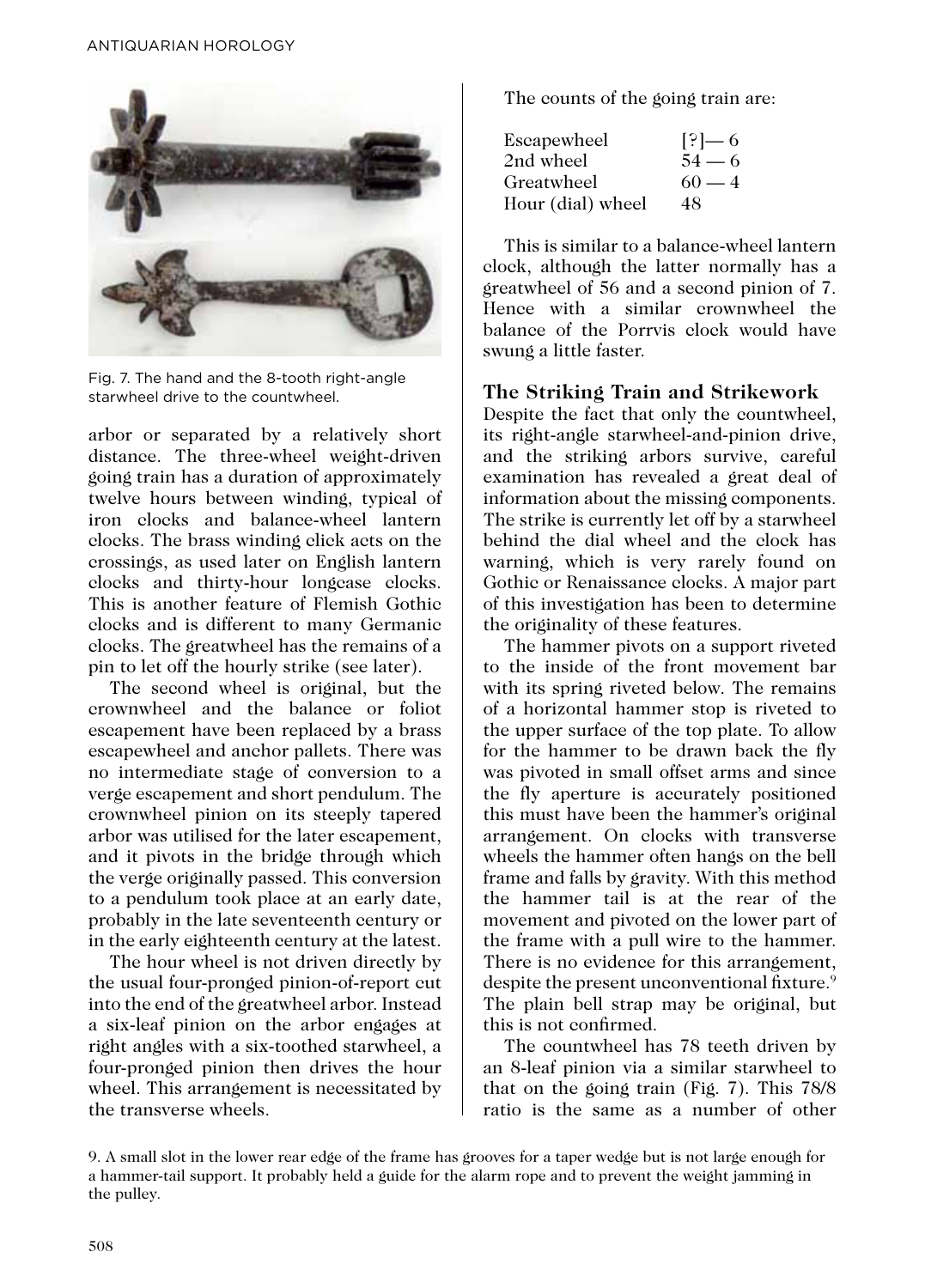Fig. 7. The hand and the 8-tooth right-angle starwheel drive to the countwheel.

arbor or separated by a relatively short distance. The three-wheel weight-driven going train has a duration of approximately twelve hours between winding, typical of iron clocks and balance-wheel lantern clocks. The brass winding click acts on the crossings, as used later on English lantern clocks and thirty-hour longcase clocks. This is another feature of Flemish Gothic clocks and is different to many Germanic clocks. The greatwheel has the remains of a pin to let off the hourly strike (see later).

The second wheel is original, but the crownwheel and the balance or foliot escapement have been replaced by a brass escapewheel and anchor pallets. There was no intermediate stage of conversion to a verge escapement and short pendulum. The crownwheel pinion on its steeply tapered arbor was utilised for the later escapement, and it pivots in the bridge through which the verge originally passed. This conversion to a pendulum took place at an early date, probably in the late seventeenth century or in the early eighteenth century at the latest.

The hour wheel is not driven directly by the usual four-pronged pinion-of-report cut into the end of the greatwheel arbor. Instead a six-leaf pinion on the arbor engages at right angles with a six-toothed starwheel, a four-pronged pinion then drives the hour wheel. This arrangement is necessitated by the transverse wheels.

The counts of the going train are:

| | |
|---|---|
| Escapewheel | [?]— 6 |
| 2nd wheel | 54 — 6 |
| Greatwheel | 60 — 4 |
| Hour (dial) wheel | 48 |

This is similar to a balance-wheel lantern clock, although the latter normally has a greatwheel of 56 and a second pinion of 7. Hence with a similar crownwheel the balance of the Porrvis clock would have swung a little faster.

## The Striking Train and Strikework

Despite the fact that only the countwheel, its right-angle starwheel-and-pinion drive, and the striking arbors survive, careful examination has revealed a great deal of information about the missing components. The strike is currently let off by a starwheel behind the dial wheel and the clock has warning, which is very rarely found on Gothic or Renaissance clocks. A major part of this investigation has been to determine the originality of these features.

The hammer pivots on a support riveted to the inside of the front movement bar with its spring riveted below. The remains of a horizontal hammer stop is riveted to the upper surface of the top plate. To allow for the hammer to be drawn back the fly was pivoted in small offset arms and since the fly aperture is accurately positioned this must have been the hammer's original arrangement. On clocks with transverse wheels the hammer often hangs on the bell frame and falls by gravity. With this method the hammer tail is at the rear of the movement and pivoted on the lower part of the frame with a pull wire to the hammer. There is no evidence for this arrangement, despite the present unconventional fixture.[9] The plain bell strap may be original, but this is not confirmed.

The countwheel has 78 teeth driven by an 8-leaf pinion via a similar starwheel to that on the going train (Fig. 7). This 78/8 ratio is the same as a number of other

9. A small slot in the lower rear edge of the frame has grooves for a taper wedge but is not large enough for a hammer-tail support. It probably held a guide for the alarm rope and to prevent the weight jamming in the pulley.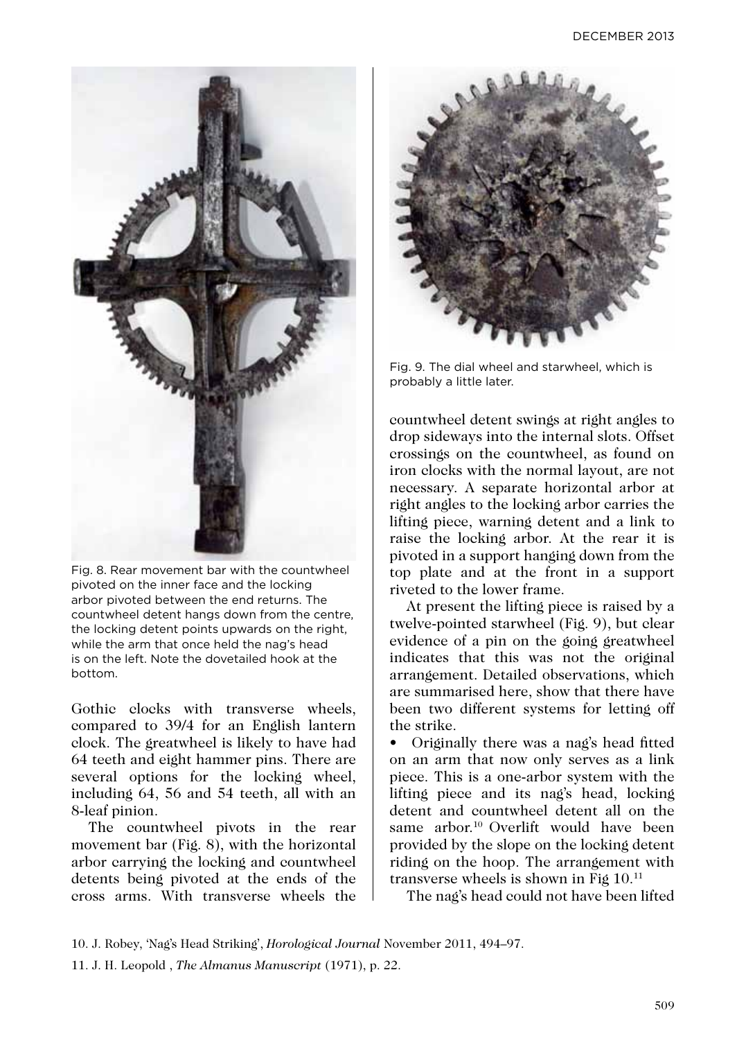Fig. 8. Rear movement bar with the countwheel pivoted on the inner face and the locking arbor pivoted between the end returns. The countwheel detent hangs down from the centre, the locking detent points upwards on the right, while the arm that once held the nag's head is on the left. Note the dovetailed hook at the bottom.

Gothic clocks with transverse wheels, compared to 39/4 for an English lantern clock. The greatwheel is likely to have had 64 teeth and eight hammer pins. There are several options for the locking wheel, including 64, 56 and 54 teeth, all with an 8-leaf pinion.

The countwheel pivots in the rear movement bar (Fig. 8), with the horizontal arbor carrying the locking and countwheel detents being pivoted at the ends of the cross arms. With transverse wheels the countwheel detent swings at right angles to drop sideways into the internal slots. Offset crossings on the countwheel, as found on iron clocks with the normal layout, are not necessary. A separate horizontal arbor at right angles to the locking arbor carries the lifting piece, warning detent and a link to raise the locking arbor. At the rear it is pivoted in a support hanging down from the top plate and at the front in a support riveted to the lower frame.

Fig. 9. The dial wheel and starwheel, which is probably a little later.

At present the lifting piece is raised by a twelve-pointed starwheel (Fig. 9), but clear evidence of a pin on the going greatwheel indicates that this was not the original arrangement. Detailed observations, which are summarised here, show that there have been two different systems for letting off the strike.

- Originally there was a nag's head fitted on an arm that now only serves as a link piece. This is a one-arbor system with the lifting piece and its nag's head, locking detent and countwheel detent all on the same arbor.[10] Overlift would have been provided by the slope on the locking detent riding on the hoop. The arrangement with transverse wheels is shown in Fig 10.[11]

The nag's head could not have been lifted

10. J. Robey, 'Nag's Head Striking', *Horological Journal* November 2011, 494–97.

11. J. H. Leopold , *The Almanus Manuscript* (1971), p. 22.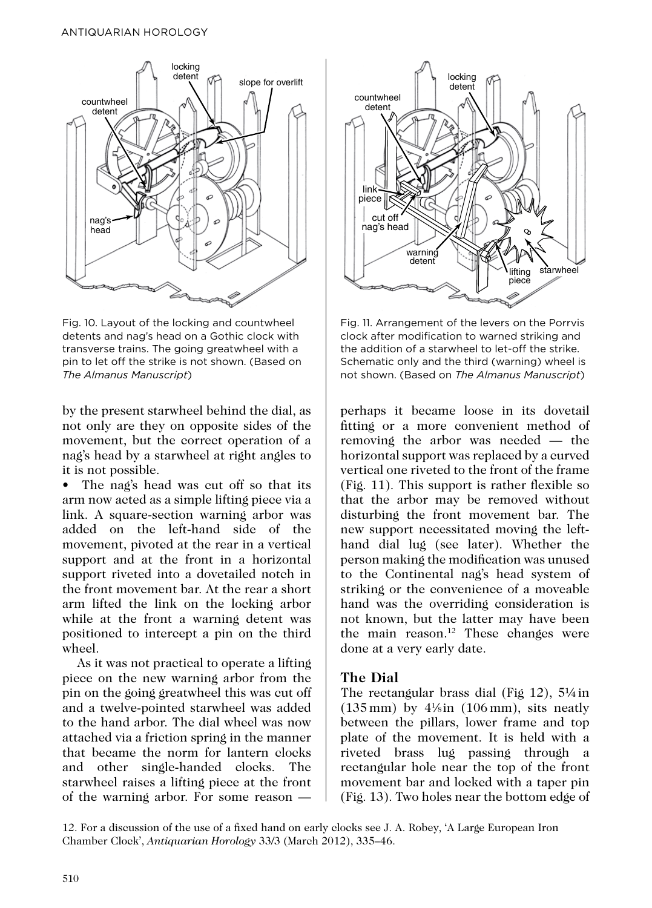Fig. 10. Layout of the locking and countwheel detents and nag's head on a Gothic clock with transverse trains. The going greatwheel with a pin to let off the strike is not shown. (Based on *The Almanus Manuscript*)

Fig. 11. Arrangement of the levers on the Porrvis clock after modification to warned striking and the addition of a starwheel to let-off the strike. Schematic only and the third (warning) wheel is not shown. (Based on *The Almanus Manuscript*)

by the present starwheel behind the dial, as not only are they on opposite sides of the movement, but the correct operation of a nag's head by a starwheel at right angles to it is not possible.

- The nag's head was cut off so that its arm now acted as a simple lifting piece via a link. A square-section warning arbor was added on the left-hand side of the movement, pivoted at the rear in a vertical support and at the front in a horizontal support riveted into a dovetailed notch in the front movement bar. At the rear a short arm lifted the link on the locking arbor while at the front a warning detent was positioned to intercept a pin on the third wheel.

As it was not practical to operate a lifting piece on the new warning arbor from the pin on the going greatwheel this was cut off and a twelve-pointed starwheel was added to the hand arbor. The dial wheel was now attached via a friction spring in the manner that became the norm for lantern clocks and other single-handed clocks. The starwheel raises a lifting piece at the front of the warning arbor. For some reason — perhaps it became loose in its dovetail fitting or a more convenient method of removing the arbor was needed — the horizontal support was replaced by a curved vertical one riveted to the front of the frame (Fig. 11). This support is rather flexible so that the arbor may be removed without disturbing the front movement bar. The new support necessitated moving the left-hand dial lug (see later). Whether the person making the modification was unused to the Continental nag's head system of striking or the convenience of a moveable hand was the overriding consideration is not known, but the latter may have been the main reason.[12] These changes were done at a very early date.

## The Dial

The rectangular brass dial (Fig 12), 5¼ in (135 mm) by 4⅛ in (106 mm), sits neatly between the pillars, lower frame and top plate of the movement. It is held with a riveted brass lug passing through a rectangular hole near the top of the front movement bar and locked with a taper pin (Fig. 13). Two holes near the bottom edge of

12. For a discussion of the use of a fixed hand on early clocks see J. A. Robey, 'A Large European Iron Chamber Clock', *Antiquarian Horology* 33/3 (March 2012), 335–46.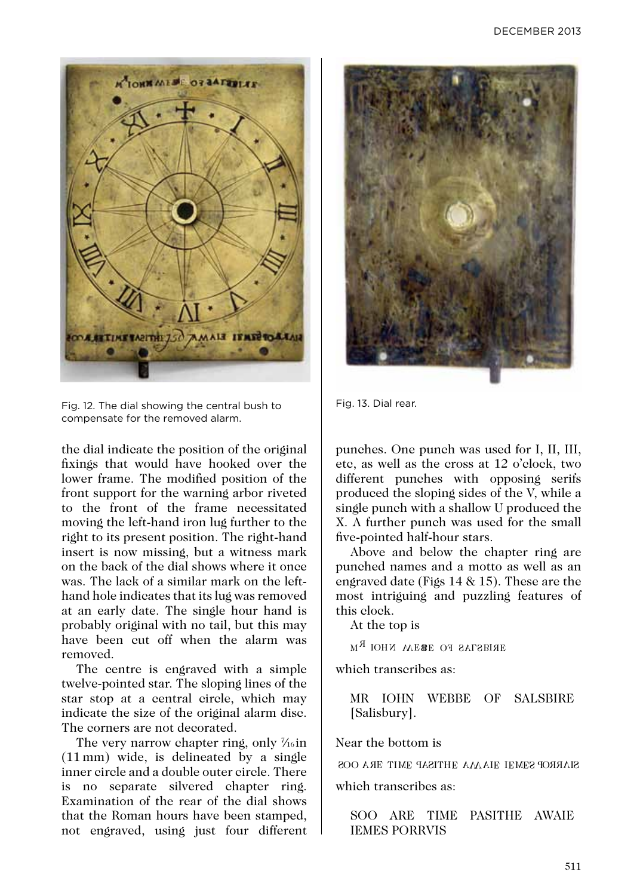Fig. 12. The dial showing the central bush to compensate for the removed alarm.

Fig. 13. Dial rear.

the dial indicate the position of the original fixings that would have hooked over the lower frame. The modified position of the front support for the warning arbor riveted to the front of the frame necessitated moving the left-hand iron lug further to the right to its present position. The right-hand insert is now missing, but a witness mark on the back of the dial shows where it once was. The lack of a similar mark on the left-hand hole indicates that its lug was removed at an early date. The single hour hand is probably original with no tail, but this may have been cut off when the alarm was removed.

The centre is engraved with a simple twelve-pointed star. The sloping lines of the star stop at a central circle, which may indicate the size of the original alarm disc. The corners are not decorated.

The very narrow chapter ring, only 7⁄16 in (11 mm) wide, is delineated by a single inner circle and a double outer circle. There is no separate silvered chapter ring. Examination of the rear of the dial shows that the Roman hours have been stamped, not engraved, using just four different punches. One punch was used for I, II, III, etc, as well as the cross at 12 o'clock, two different punches with opposing serifs produced the sloping sides of the V, while a single punch with a shallow U produced the X. A further punch was used for the small five-pointed half-hour stars.

Above and below the chapter ring are punched names and a motto as well as an engraved date (Figs 14 & 15). These are the most intriguing and puzzling features of this clock.

At the top is

Mᴙ IOHИ ΛΛEBBE Oꟻ SALSBIRE

which transcribes as:

MR IOHN WEBBE OF SALSBIRE [Salisbury].

Near the bottom is

SOO ΛRE TIME PASITHE ΛΛΛIE IEMES PORRVIS

which transcribes as:

SOO ARE TIME PASITHE AWAIE IEMES PORRVIS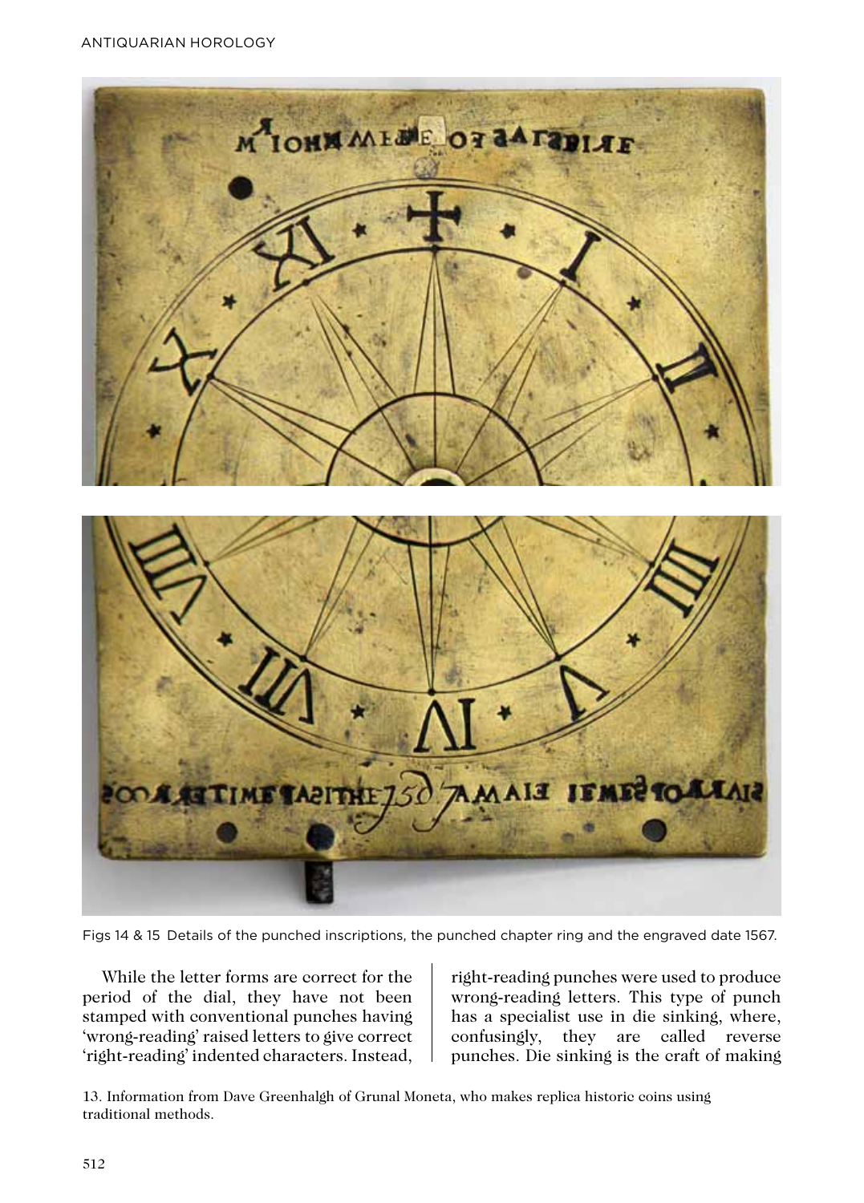Figs 14 & 15 Details of the punched inscriptions, the punched chapter ring and the engraved date 1567.

While the letter forms are correct for the period of the dial, they have not been stamped with conventional punches having 'wrong-reading' raised letters to give correct 'right-reading' indented characters. Instead, right-reading punches were used to produce wrong-reading letters. This type of punch has a specialist use in die sinking, where, confusingly, they are called reverse punches. Die sinking is the craft of making

13. Information from Dave Greenhalgh of Grunal Moneta, who makes replica historic coins using traditional methods.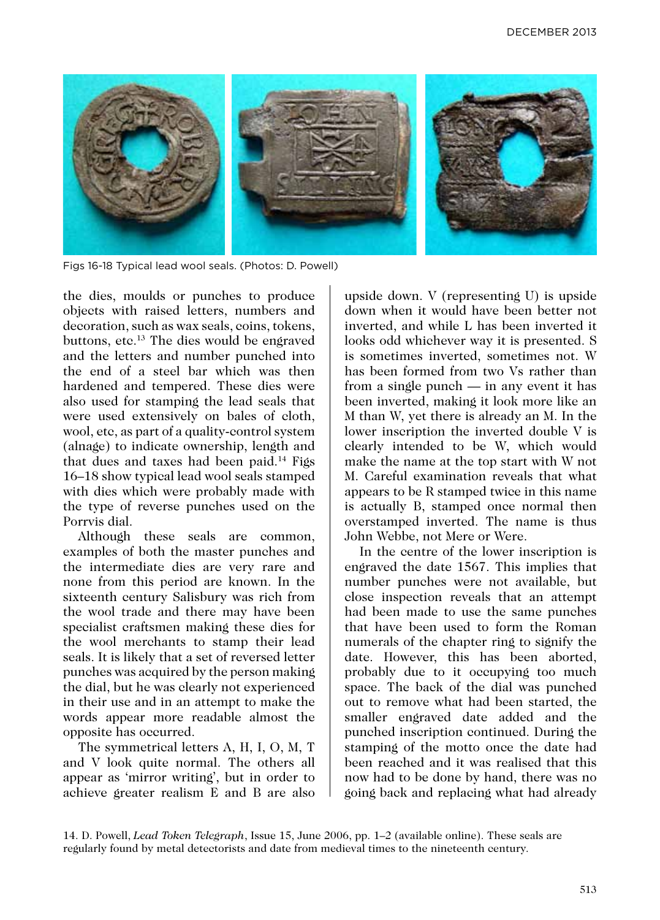Figs 16-18 Typical lead wool seals. (Photos: D. Powell)

the dies, moulds or punches to produce objects with raised letters, numbers and decoration, such as wax seals, coins, tokens, buttons, etc.[13] The dies would be engraved and the letters and number punched into the end of a steel bar which was then hardened and tempered. These dies were also used for stamping the lead seals that were used extensively on bales of cloth, wool, etc, as part of a quality-control system (alnage) to indicate ownership, length and that dues and taxes had been paid.[14] Figs 16–18 show typical lead wool seals stamped with dies which were probably made with the type of reverse punches used on the Porrvis dial.

Although these seals are common, examples of both the master punches and the intermediate dies are very rare and none from this period are known. In the sixteenth century Salisbury was rich from the wool trade and there may have been specialist craftsmen making these dies for the wool merchants to stamp their lead seals. It is likely that a set of reversed letter punches was acquired by the person making the dial, but he was clearly not experienced in their use and in an attempt to make the words appear more readable almost the opposite has occurred.

The symmetrical letters A, H, I, O, M, T and V look quite normal. The others all appear as 'mirror writing', but in order to achieve greater realism E and B are also upside down. V (representing U) is upside down when it would have been better not inverted, and while L has been inverted it looks odd whichever way it is presented. S is sometimes inverted, sometimes not. W has been formed from two Vs rather than from a single punch — in any event it has been inverted, making it look more like an M than W, yet there is already an M. In the lower inscription the inverted double V is clearly intended to be W, which would make the name at the top start with W not M. Careful examination reveals that what appears to be R stamped twice in this name is actually B, stamped once normal then overstamped inverted. The name is thus John Webbe, not Mere or Were.

In the centre of the lower inscription is engraved the date 1567. This implies that number punches were not available, but close inspection reveals that an attempt had been made to use the same punches that have been used to form the Roman numerals of the chapter ring to signify the date. However, this has been aborted, probably due to it occupying too much space. The back of the dial was punched out to remove what had been started, the smaller engraved date added and the punched inscription continued. During the stamping of the motto once the date had been reached and it was realised that this now had to be done by hand, there was no going back and replacing what had already

14. D. Powell, *Lead Token Telegraph*, Issue 15, June 2006, pp. 1–2 (available online). These seals are regularly found by metal detectorists and date from medieval times to the nineteenth century.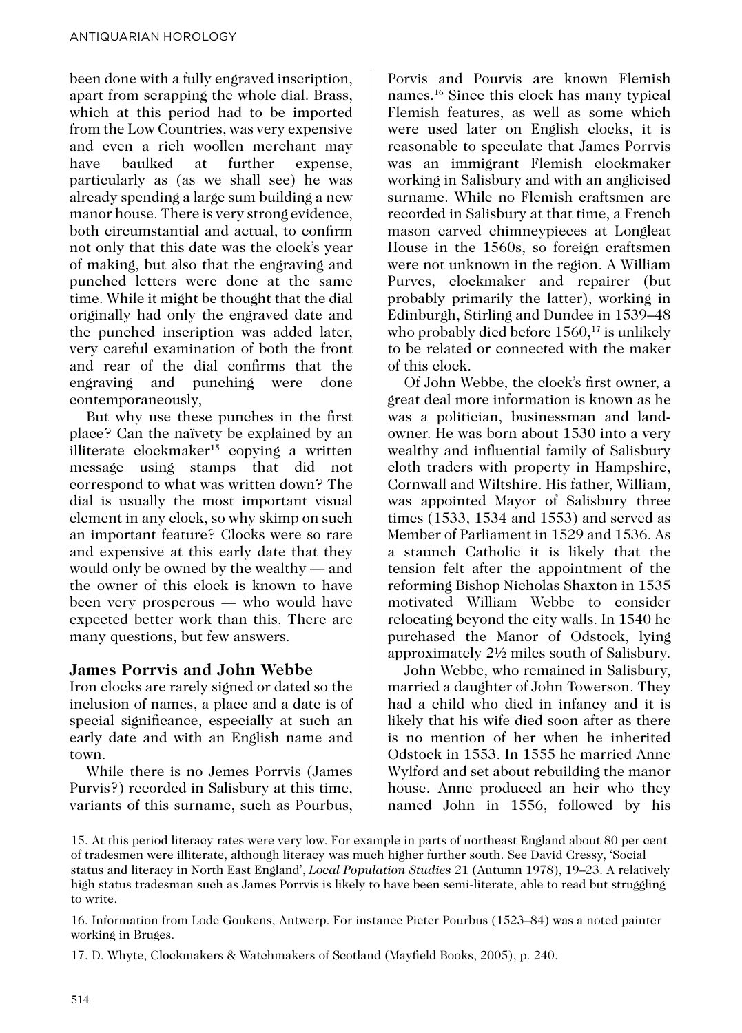been done with a fully engraved inscription, apart from scrapping the whole dial. Brass, which at this period had to be imported from the Low Countries, was very expensive and even a rich woollen merchant may have baulked at further expense, particularly as (as we shall see) he was already spending a large sum building a new manor house. There is very strong evidence, both circumstantial and actual, to confirm not only that this date was the clock's year of making, but also that the engraving and punched letters were done at the same time. While it might be thought that the dial originally had only the engraved date and the punched inscription was added later, very careful examination of both the front and rear of the dial confirms that the engraving and punching were done contemporaneously,

But why use these punches in the first place? Can the naïvety be explained by an illiterate clockmaker[15] copying a written message using stamps that did not correspond to what was written down? The dial is usually the most important visual element in any clock, so why skimp on such an important feature? Clocks were so rare and expensive at this early date that they would only be owned by the wealthy — and the owner of this clock is known to have been very prosperous — who would have expected better work than this. There are many questions, but few answers.

## James Porrvis and John Webbe

Iron clocks are rarely signed or dated so the inclusion of names, a place and a date is of special significance, especially at such an early date and with an English name and town.

While there is no Jemes Porrvis (James Purvis?) recorded in Salisbury at this time, variants of this surname, such as Pourbus, Porvis and Pourvis are known Flemish names.[16] Since this clock has many typical Flemish features, as well as some which were used later on English clocks, it is reasonable to speculate that James Porrvis was an immigrant Flemish clockmaker working in Salisbury and with an anglicised surname. While no Flemish craftsmen are recorded in Salisbury at that time, a French mason carved chimneypieces at Longleat House in the 1560s, so foreign craftsmen were not unknown in the region. A William Purves, clockmaker and repairer (but probably primarily the latter), working in Edinburgh, Stirling and Dundee in 1539–48 who probably died before 1560,[17] is unlikely to be related or connected with the maker of this clock.

Of John Webbe, the clock's first owner, a great deal more information is known as he was a politician, businessman and landowner. He was born about 1530 into a very wealthy and influential family of Salisbury cloth traders with property in Hampshire, Cornwall and Wiltshire. His father, William, was appointed Mayor of Salisbury three times (1533, 1534 and 1553) and served as Member of Parliament in 1529 and 1536. As a staunch Catholic it is likely that the tension felt after the appointment of the reforming Bishop Nicholas Shaxton in 1535 motivated William Webbe to consider relocating beyond the city walls. In 1540 he purchased the Manor of Odstock, lying approximately 2½ miles south of Salisbury.

John Webbe, who remained in Salisbury, married a daughter of John Towerson. They had a child who died in infancy and it is likely that his wife died soon after as there is no mention of her when he inherited Odstock in 1553. In 1555 he married Anne Wylford and set about rebuilding the manor house. Anne produced an heir who they named John in 1556, followed by his

15. At this period literacy rates were very low. For example in parts of northeast England about 80 per cent of tradesmen were illiterate, although literacy was much higher further south. See David Cressy, 'Social status and literacy in North East England', *Local Population Studies* 21 (Autumn 1978), 19–23. A relatively high status tradesman such as James Porrvis is likely to have been semi-literate, able to read but struggling to write.

16. Information from Lode Goukens, Antwerp. For instance Pieter Pourbus (1523–84) was a noted painter working in Bruges.

17. D. Whyte, Clockmakers & Watchmakers of Scotland (Mayfield Books, 2005), p. 240.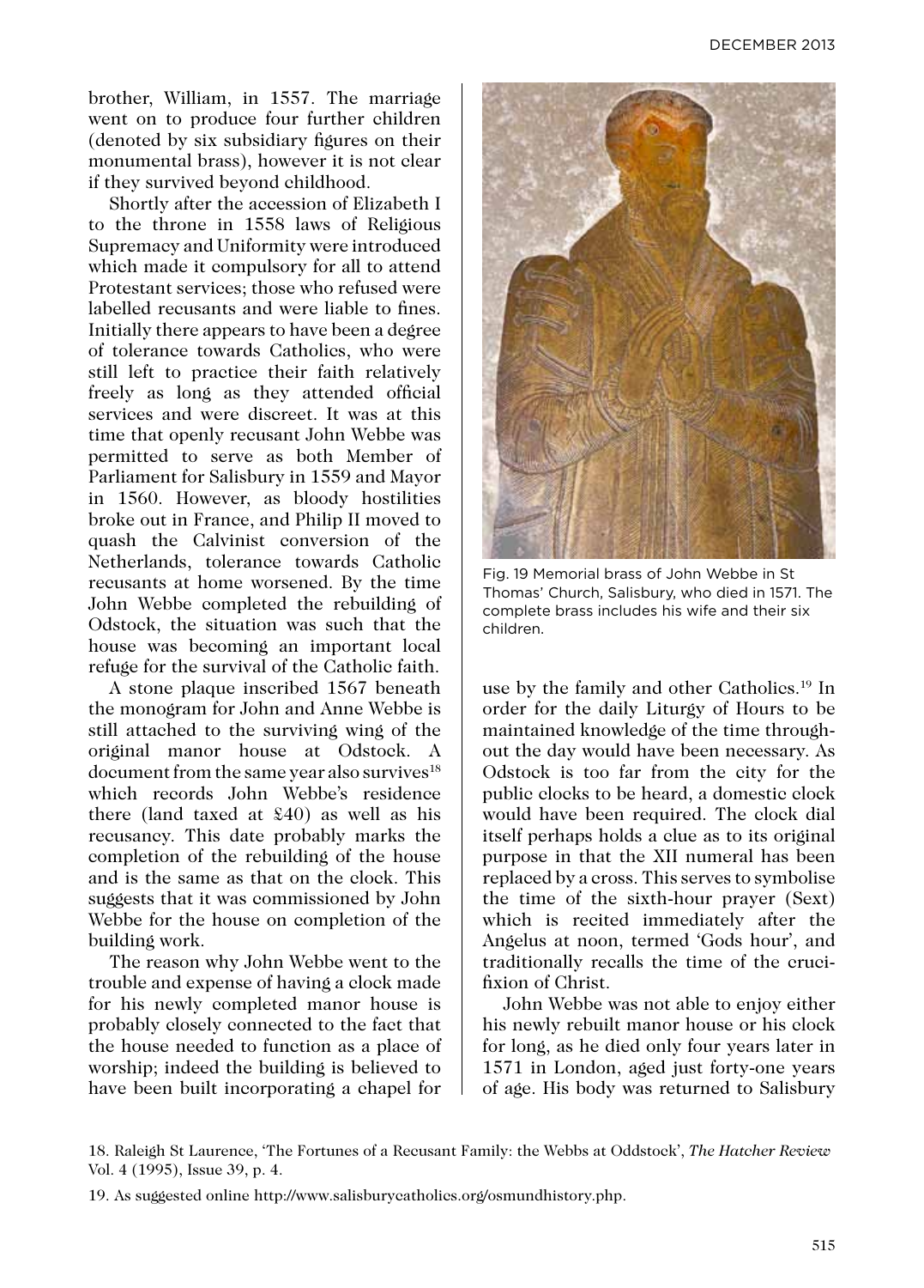brother, William, in 1557. The marriage went on to produce four further children (denoted by six subsidiary figures on their monumental brass), however it is not clear if they survived beyond childhood.

Shortly after the accession of Elizabeth I to the throne in 1558 laws of Religious Supremacy and Uniformity were introduced which made it compulsory for all to attend Protestant services; those who refused were labelled recusants and were liable to fines. Initially there appears to have been a degree of tolerance towards Catholics, who were still left to practice their faith relatively freely as long as they attended official services and were discreet. It was at this time that openly recusant John Webbe was permitted to serve as both Member of Parliament for Salisbury in 1559 and Mayor in 1560. However, as bloody hostilities broke out in France, and Philip II moved to quash the Calvinist conversion of the Netherlands, tolerance towards Catholic recusants at home worsened. By the time John Webbe completed the rebuilding of Odstock, the situation was such that the house was becoming an important local refuge for the survival of the Catholic faith.

A stone plaque inscribed 1567 beneath the monogram for John and Anne Webbe is still attached to the surviving wing of the original manor house at Odstock. A document from the same year also survives[18] which records John Webbe's residence there (land taxed at £40) as well as his recusancy. This date probably marks the completion of the rebuilding of the house and is the same as that on the clock. This suggests that it was commissioned by John Webbe for the house on completion of the building work.

The reason why John Webbe went to the trouble and expense of having a clock made for his newly completed manor house is probably closely connected to the fact that the house needed to function as a place of worship; indeed the building is believed to have been built incorporating a chapel for use by the family and other Catholics.[19] In order for the daily Liturgy of Hours to be maintained knowledge of the time throughout the day would have been necessary. As Odstock is too far from the city for the public clocks to be heard, a domestic clock would have been required. The clock dial itself perhaps holds a clue as to its original purpose in that the XII numeral has been replaced by a cross. This serves to symbolise the time of the sixth-hour prayer (Sext) which is recited immediately after the Angelus at noon, termed 'Gods hour', and traditionally recalls the time of the crucifixion of Christ.

Fig. 19 Memorial brass of John Webbe in St Thomas' Church, Salisbury, who died in 1571. The complete brass includes his wife and their six children.

John Webbe was not able to enjoy either his newly rebuilt manor house or his clock for long, as he died only four years later in 1571 in London, aged just forty-one years of age. His body was returned to Salisbury

18. Raleigh St Laurence, 'The Fortunes of a Recusant Family: the Webbs at Oddstock', *The Hatcher Review* Vol. 4 (1995), Issue 39, p. 4.

19. As suggested online http://www.salisburycatholics.org/osmundhistory.php.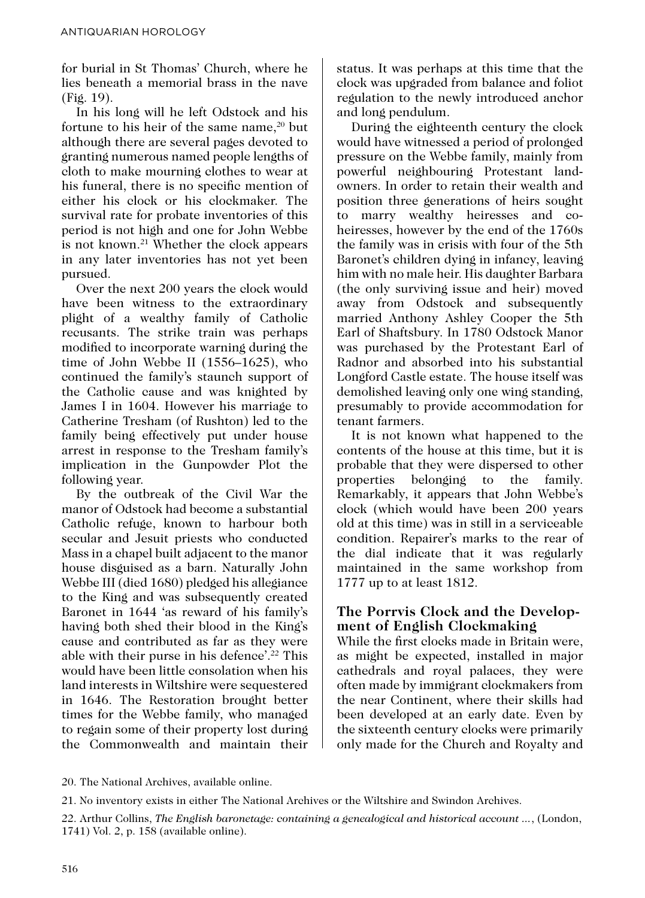for burial in St Thomas' Church, where he lies beneath a memorial brass in the nave (Fig. 19).

In his long will he left Odstock and his fortune to his heir of the same name,[20] but although there are several pages devoted to granting numerous named people lengths of cloth to make mourning clothes to wear at his funeral, there is no specific mention of either his clock or his clockmaker. The survival rate for probate inventories of this period is not high and one for John Webbe is not known.[21] Whether the clock appears in any later inventories has not yet been pursued.

Over the next 200 years the clock would have been witness to the extraordinary plight of a wealthy family of Catholic recusants. The strike train was perhaps modified to incorporate warning during the time of John Webbe II (1556–1625), who continued the family's staunch support of the Catholic cause and was knighted by James I in 1604. However his marriage to Catherine Tresham (of Rushton) led to the family being effectively put under house arrest in response to the Tresham family's implication in the Gunpowder Plot the following year.

By the outbreak of the Civil War the manor of Odstock had become a substantial Catholic refuge, known to harbour both secular and Jesuit priests who conducted Mass in a chapel built adjacent to the manor house disguised as a barn. Naturally John Webbe III (died 1680) pledged his allegiance to the King and was subsequently created Baronet in 1644 'as reward of his family's having both shed their blood in the King's cause and contributed as far as they were able with their purse in his defence'.[22] This would have been little consolation when his land interests in Wiltshire were sequestered in 1646. The Restoration brought better times for the Webbe family, who managed to regain some of their property lost during the Commonwealth and maintain their status. It was perhaps at this time that the clock was upgraded from balance and foliot regulation to the newly introduced anchor and long pendulum.

During the eighteenth century the clock would have witnessed a period of prolonged pressure on the Webbe family, mainly from powerful neighbouring Protestant landowners. In order to retain their wealth and position three generations of heirs sought to marry wealthy heiresses and co-heiresses, however by the end of the 1760s the family was in crisis with four of the 5th Baronet's children dying in infancy, leaving him with no male heir. His daughter Barbara (the only surviving issue and heir) moved away from Odstock and subsequently married Anthony Ashley Cooper the 5th Earl of Shaftsbury. In 1780 Odstock Manor was purchased by the Protestant Earl of Radnor and absorbed into his substantial Longford Castle estate. The house itself was demolished leaving only one wing standing, presumably to provide accommodation for tenant farmers.

It is not known what happened to the contents of the house at this time, but it is probable that they were dispersed to other properties belonging to the family. Remarkably, it appears that John Webbe's clock (which would have been 200 years old at this time) was in still in a serviceable condition. Repairer's marks to the rear of the dial indicate that it was regularly maintained in the same workshop from 1777 up to at least 1812.

## The Porrvis Clock and the Development of English Clockmaking

While the first clocks made in Britain were, as might be expected, installed in major cathedrals and royal palaces, they were often made by immigrant clockmakers from the near Continent, where their skills had been developed at an early date. Even by the sixteenth century clocks were primarily only made for the Church and Royalty and

20. The National Archives, available online.

21. No inventory exists in either The National Archives or the Wiltshire and Swindon Archives.

22. Arthur Collins, *The English baronetage: containing a genealogical and historical account ...*, (London, 1741) Vol. 2, p. 158 (available online).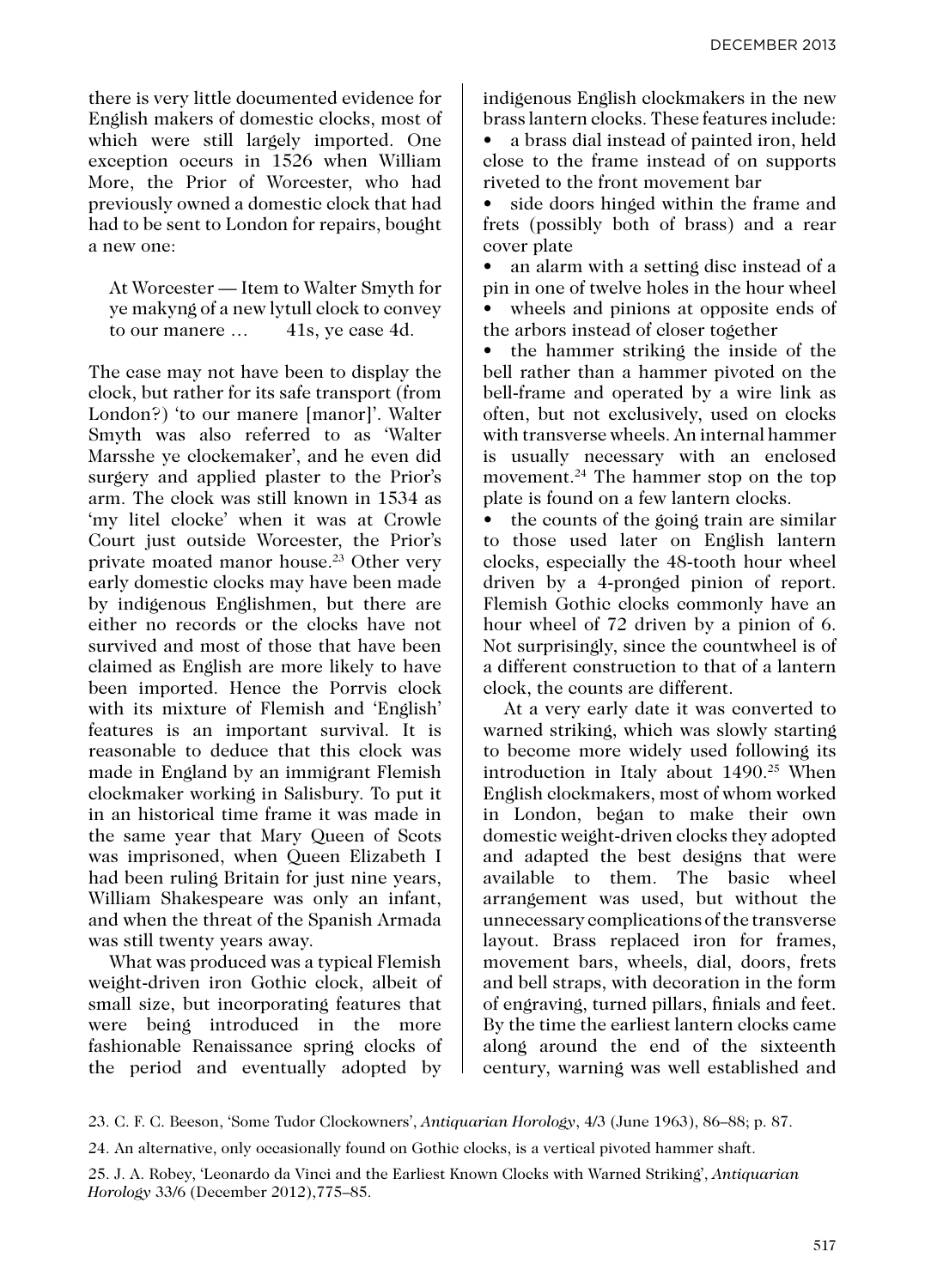there is very little documented evidence for English makers of domestic clocks, most of which were still largely imported. One exception occurs in 1526 when William More, the Prior of Worcester, who had previously owned a domestic clock that had had to be sent to London for repairs, bought a new one:

> At Worcester — Item to Walter Smyth for ye makyng of a new lytull clock to convey to our manere … 41s, ye case 4d.

The case may not have been to display the clock, but rather for its safe transport (from London?) 'to our manere [manor]'. Walter Smyth was also referred to as 'Walter Marsshe ye clockemaker', and he even did surgery and applied plaster to the Prior's arm. The clock was still known in 1534 as 'my litel clocke' when it was at Crowle Court just outside Worcester, the Prior's private moated manor house.[23] Other very early domestic clocks may have been made by indigenous Englishmen, but there are either no records or the clocks have not survived and most of those that have been claimed as English are more likely to have been imported. Hence the Porrvis clock with its mixture of Flemish and 'English' features is an important survival. It is reasonable to deduce that this clock was made in England by an immigrant Flemish clockmaker working in Salisbury. To put it in an historical time frame it was made in the same year that Mary Queen of Scots was imprisoned, when Queen Elizabeth I had been ruling Britain for just nine years, William Shakespeare was only an infant, and when the threat of the Spanish Armada was still twenty years away.

What was produced was a typical Flemish weight-driven iron Gothic clock, albeit of small size, but incorporating features that were being introduced in the more fashionable Renaissance spring clocks of the period and eventually adopted by indigenous English clockmakers in the new brass lantern clocks. These features include:

- a brass dial instead of painted iron, held close to the frame instead of on supports riveted to the front movement bar
- side doors hinged within the frame and frets (possibly both of brass) and a rear cover plate
- an alarm with a setting disc instead of a pin in one of twelve holes in the hour wheel
- wheels and pinions at opposite ends of the arbors instead of closer together
- the hammer striking the inside of the bell rather than a hammer pivoted on the bell-frame and operated by a wire link as often, but not exclusively, used on clocks with transverse wheels. An internal hammer is usually necessary with an enclosed movement.[24] The hammer stop on the top plate is found on a few lantern clocks.
- the counts of the going train are similar to those used later on English lantern clocks, especially the 48-tooth hour wheel driven by a 4-pronged pinion of report. Flemish Gothic clocks commonly have an hour wheel of 72 driven by a pinion of 6. Not surprisingly, since the countwheel is of a different construction to that of a lantern clock, the counts are different.

At a very early date it was converted to warned striking, which was slowly starting to become more widely used following its introduction in Italy about 1490.[25] When English clockmakers, most of whom worked in London, began to make their own domestic weight-driven clocks they adopted and adapted the best designs that were available to them. The basic wheel arrangement was used, but without the unnecessary complications of the transverse layout. Brass replaced iron for frames, movement bars, wheels, dial, doors, frets and bell straps, with decoration in the form of engraving, turned pillars, finials and feet. By the time the earliest lantern clocks came along around the end of the sixteenth century, warning was well established and

23. C. F. C. Beeson, 'Some Tudor Clockowners', *Antiquarian Horology*, 4/3 (June 1963), 86–88; p. 87.

24. An alternative, only occasionally found on Gothic clocks, is a vertical pivoted hammer shaft.

25. J. A. Robey, 'Leonardo da Vinci and the Earliest Known Clocks with Warned Striking', *Antiquarian Horology* 33/6 (December 2012),775–85.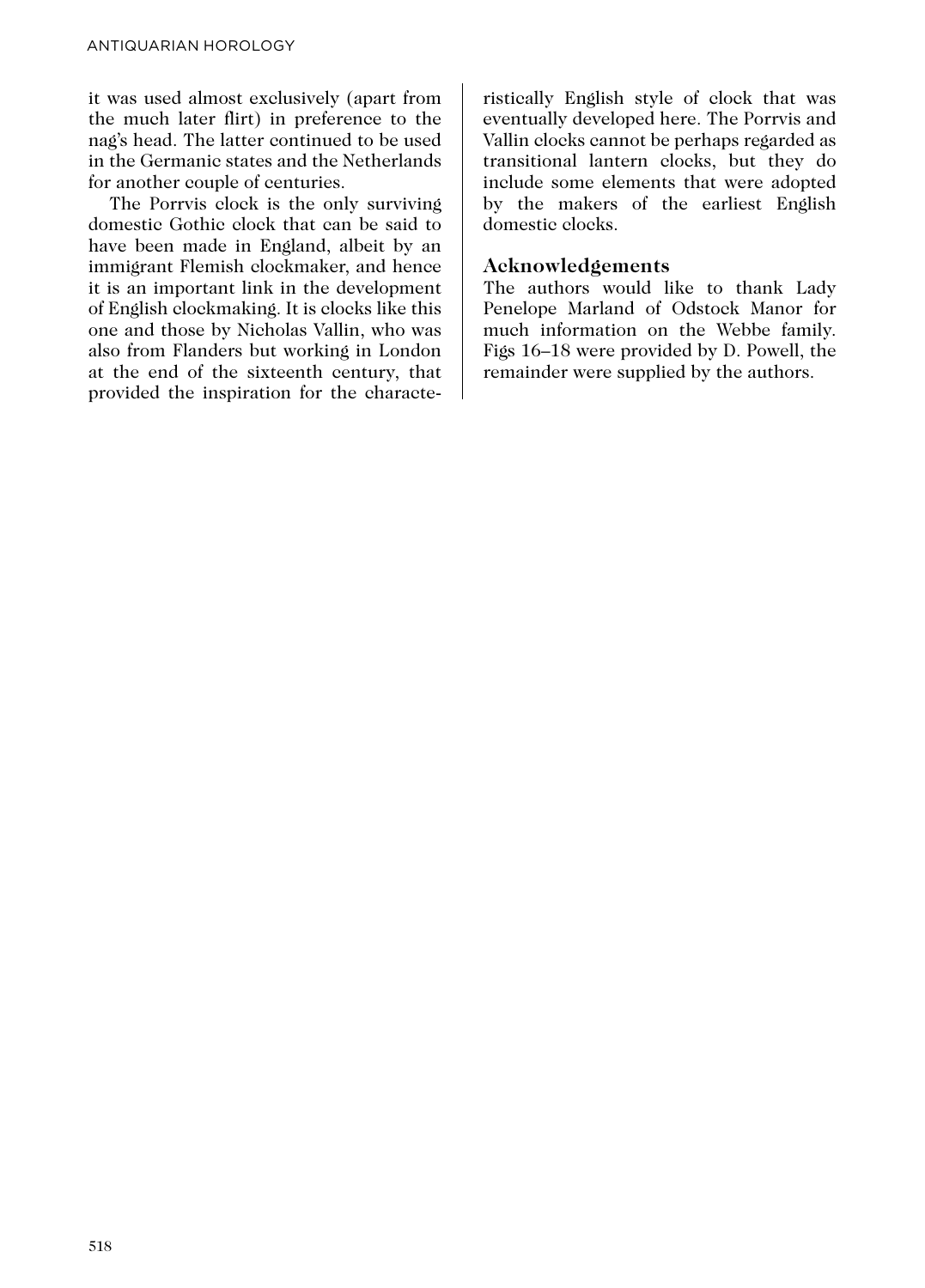it was used almost exclusively (apart from the much later flirt) in preference to the nag's head. The latter continued to be used in the Germanic states and the Netherlands for another couple of centuries.

The Porrvis clock is the only surviving domestic Gothic clock that can be said to have been made in England, albeit by an immigrant Flemish clockmaker, and hence it is an important link in the development of English clockmaking. It is clocks like this one and those by Nicholas Vallin, who was also from Flanders but working in London at the end of the sixteenth century, that provided the inspiration for the characteristically English style of clock that was eventually developed here. The Porrvis and Vallin clocks cannot be perhaps regarded as transitional lantern clocks, but they do include some elements that were adopted by the makers of the earliest English domestic clocks.

## Acknowledgements

The authors would like to thank Lady Penelope Marland of Odstock Manor for much information on the Webbe family. Figs 16–18 were provided by D. Powell, the remainder were supplied by the authors.